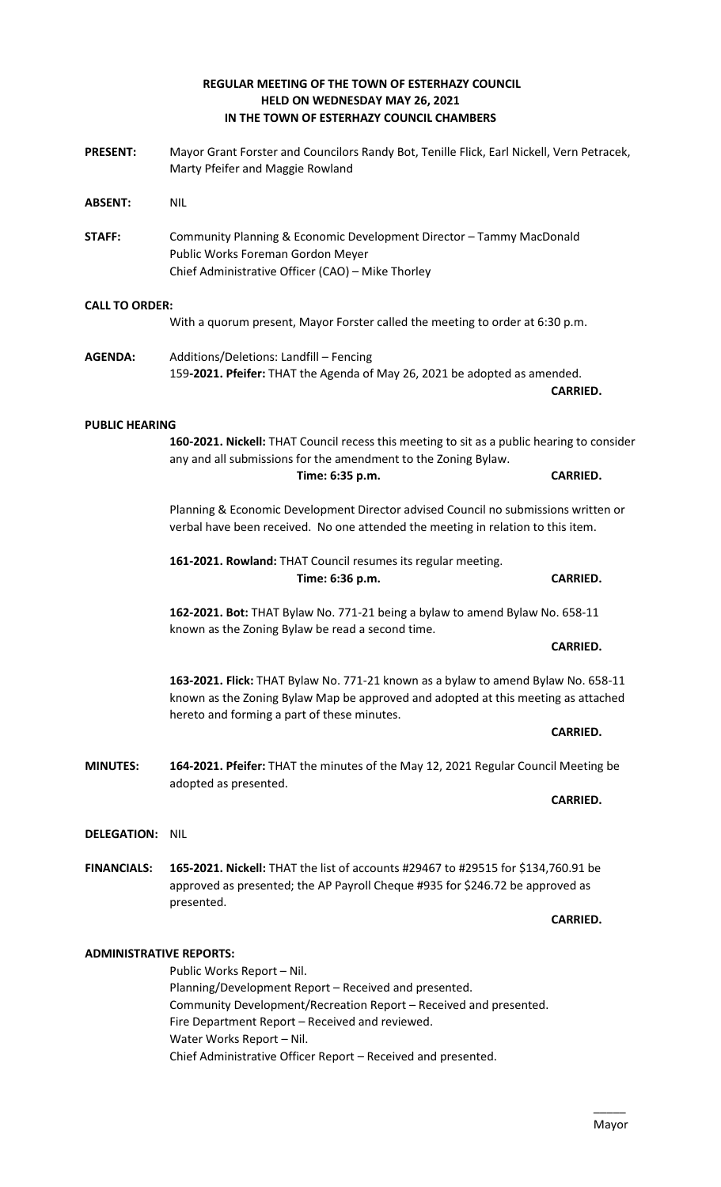# REGULAR MEETING OF THE TOWN OF ESTERHAZY COUNCIL
# HELD ON WEDNESDAY MAY 26, 2021
# IN THE TOWN OF ESTERHAZY COUNCIL CHAMBERS

**PRESENT:** Mayor Grant Forster and Councilors Randy Bot, Tenille Flick, Earl Nickell, Vern Petracek, Marty Pfeifer and Maggie Rowland

**ABSENT:** NIL

**STAFF:** Community Planning & Economic Development Director – Tammy MacDonald
Public Works Foreman Gordon Meyer
Chief Administrative Officer (CAO) – Mike Thorley

**CALL TO ORDER:**

With a quorum present, Mayor Forster called the meeting to order at 6:30 p.m.

**AGENDA:** Additions/Deletions: Landfill – Fencing

159**-2021. Pfeifer:** THAT the Agenda of May 26, 2021 be adopted as amended.

**CARRIED.**

**PUBLIC HEARING**

**160-2021. Nickell:** THAT Council recess this meeting to sit as a public hearing to consider any and all submissions for the amendment to the Zoning Bylaw.

**Time: 6:35 p.m.** **CARRIED.**

Planning & Economic Development Director advised Council no submissions written or verbal have been received. No one attended the meeting in relation to this item.

**161-2021. Rowland:** THAT Council resumes its regular meeting.

**Time: 6:36 p.m.** **CARRIED.**

**162-2021. Bot:** THAT Bylaw No. 771-21 being a bylaw to amend Bylaw No. 658-11 known as the Zoning Bylaw be read a second time.

**CARRIED.**

**163-2021. Flick:** THAT Bylaw No. 771-21 known as a bylaw to amend Bylaw No. 658-11 known as the Zoning Bylaw Map be approved and adopted at this meeting as attached hereto and forming a part of these minutes.

**CARRIED.**

**MINUTES:** **164-2021. Pfeifer:** THAT the minutes of the May 12, 2021 Regular Council Meeting be adopted as presented.

**CARRIED.**

**DELEGATION:** NIL

**FINANCIALS:** **165-2021. Nickell:** THAT the list of accounts #29467 to #29515 for $134,760.91 be approved as presented; the AP Payroll Cheque #935 for $246.72 be approved as presented.

**CARRIED.**

**ADMINISTRATIVE REPORTS:**

Public Works Report – Nil.
Planning/Development Report – Received and presented.
Community Development/Recreation Report – Received and presented.
Fire Department Report – Received and reviewed.
Water Works Report – Nil.
Chief Administrative Officer Report – Received and presented.

_____
Mayor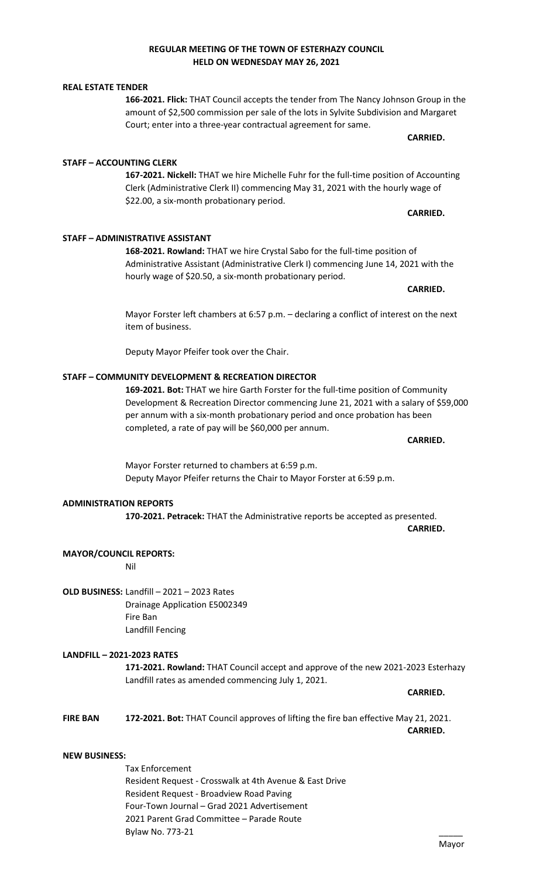**REGULAR MEETING OF THE TOWN OF ESTERHAZY COUNCIL**
**HELD ON WEDNESDAY MAY 26, 2021**

**REAL ESTATE TENDER**

**166-2021. Flick:** THAT Council accepts the tender from The Nancy Johnson Group in the amount of $2,500 commission per sale of the lots in Sylvite Subdivision and Margaret Court; enter into a three-year contractual agreement for same.

**CARRIED.**

**STAFF – ACCOUNTING CLERK**

**167-2021. Nickell:** THAT we hire Michelle Fuhr for the full-time position of Accounting Clerk (Administrative Clerk II) commencing May 31, 2021 with the hourly wage of $22.00, a six-month probationary period.

**CARRIED.**

**STAFF – ADMINISTRATIVE ASSISTANT**

**168-2021. Rowland:** THAT we hire Crystal Sabo for the full-time position of Administrative Assistant (Administrative Clerk I) commencing June 14, 2021 with the hourly wage of $20.50, a six-month probationary period.

**CARRIED.**

Mayor Forster left chambers at 6:57 p.m. – declaring a conflict of interest on the next item of business.

Deputy Mayor Pfeifer took over the Chair.

**STAFF – COMMUNITY DEVELOPMENT & RECREATION DIRECTOR**

**169-2021. Bot:** THAT we hire Garth Forster for the full-time position of Community Development & Recreation Director commencing June 21, 2021 with a salary of $59,000 per annum with a six-month probationary period and once probation has been completed, a rate of pay will be $60,000 per annum.

**CARRIED.**

Mayor Forster returned to chambers at 6:59 p.m.
Deputy Mayor Pfeifer returns the Chair to Mayor Forster at 6:59 p.m.

**ADMINISTRATION REPORTS**

**170-2021. Petracek:** THAT the Administrative reports be accepted as presented.

**CARRIED.**

**MAYOR/COUNCIL REPORTS:**

Nil

**OLD BUSINESS:** Landfill – 2021 – 2023 Rates
Drainage Application E5002349
Fire Ban
Landfill Fencing

**LANDFILL – 2021-2023 RATES**

**171-2021. Rowland:** THAT Council accept and approve of the new 2021-2023 Esterhazy Landfill rates as amended commencing July 1, 2021.

**CARRIED.**

**FIRE BAN** **172-2021. Bot:** THAT Council approves of lifting the fire ban effective May 21, 2021.

**CARRIED.**

**NEW BUSINESS:**

Tax Enforcement
Resident Request - Crosswalk at 4th Avenue & East Drive
Resident Request - Broadview Road Paving
Four-Town Journal – Grad 2021 Advertisement
2021 Parent Grad Committee – Parade Route
Bylaw No. 773-21

\_\_\_\_\_\_
Mayor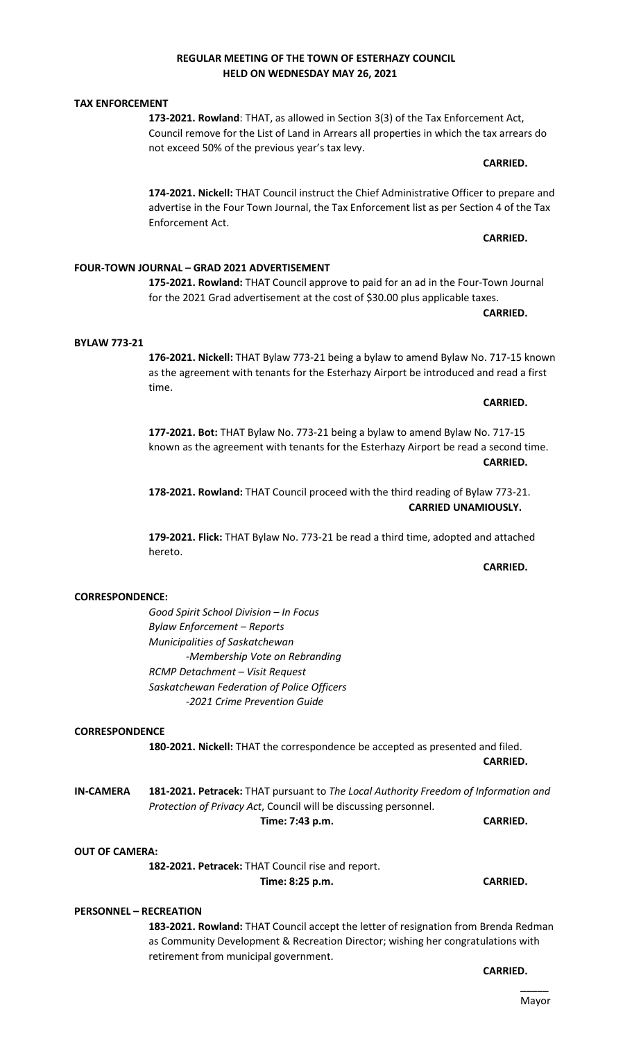**REGULAR MEETING OF THE TOWN OF ESTERHAZY COUNCIL**
**HELD ON WEDNESDAY MAY 26, 2021**

**TAX ENFORCEMENT**

**173-2021. Rowland**: THAT, as allowed in Section 3(3) of the Tax Enforcement Act, Council remove for the List of Land in Arrears all properties in which the tax arrears do not exceed 50% of the previous year's tax levy.

**CARRIED.**

**174-2021. Nickell:** THAT Council instruct the Chief Administrative Officer to prepare and advertise in the Four Town Journal, the Tax Enforcement list as per Section 4 of the Tax Enforcement Act.

**CARRIED.**

**FOUR-TOWN JOURNAL – GRAD 2021 ADVERTISEMENT**

**175-2021. Rowland:** THAT Council approve to paid for an ad in the Four-Town Journal for the 2021 Grad advertisement at the cost of $30.00 plus applicable taxes.

**CARRIED.**

**BYLAW 773-21**

**176-2021. Nickell:** THAT Bylaw 773-21 being a bylaw to amend Bylaw No. 717-15 known as the agreement with tenants for the Esterhazy Airport be introduced and read a first time.

**CARRIED.**

**177-2021. Bot:** THAT Bylaw No. 773-21 being a bylaw to amend Bylaw No. 717-15 known as the agreement with tenants for the Esterhazy Airport be read a second time.

**CARRIED.**

**178-2021. Rowland:** THAT Council proceed with the third reading of Bylaw 773-21.

**CARRIED UNAMIOUSLY.**

**179-2021. Flick:** THAT Bylaw No. 773-21 be read a third time, adopted and attached hereto.

**CARRIED.**

**CORRESPONDENCE:**

*Good Spirit School Division – In Focus*
*Bylaw Enforcement – Reports*
*Municipalities of Saskatchewan*
*-Membership Vote on Rebranding*
*RCMP Detachment – Visit Request*
*Saskatchewan Federation of Police Officers*
*-2021 Crime Prevention Guide*

**CORRESPONDENCE**

**180-2021. Nickell:** THAT the correspondence be accepted as presented and filed.

**CARRIED.**

**IN-CAMERA**

**181-2021. Petracek:** THAT pursuant to *The Local Authority Freedom of Information and Protection of Privacy Act*, Council will be discussing personnel.

**Time: 7:43 p.m.** **CARRIED.**

**OUT OF CAMERA:**

**182-2021. Petracek:** THAT Council rise and report.

**Time: 8:25 p.m.** **CARRIED.**

**PERSONNEL – RECREATION**

**183-2021. Rowland:** THAT Council accept the letter of resignation from Brenda Redman as Community Development & Recreation Director; wishing her congratulations with retirement from municipal government.

**CARRIED.**

_____
Mayor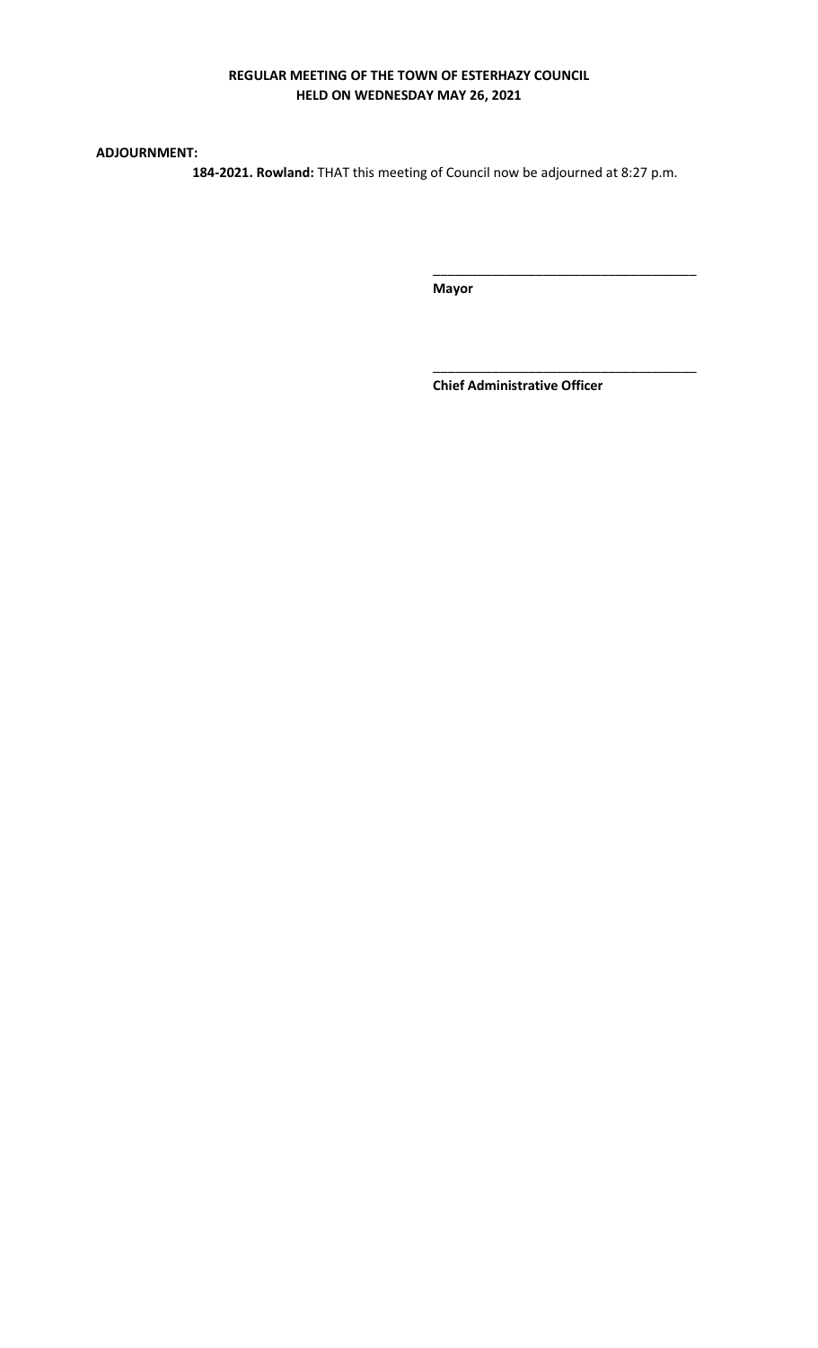**REGULAR MEETING OF THE TOWN OF ESTERHAZY COUNCIL**
**HELD ON WEDNESDAY MAY 26, 2021**

**ADJOURNMENT:**

**184-2021. Rowland:** THAT this meeting of Council now be adjourned at 8:27 p.m.

_____________________________________
**Mayor**

_____________________________________
**Chief Administrative Officer**